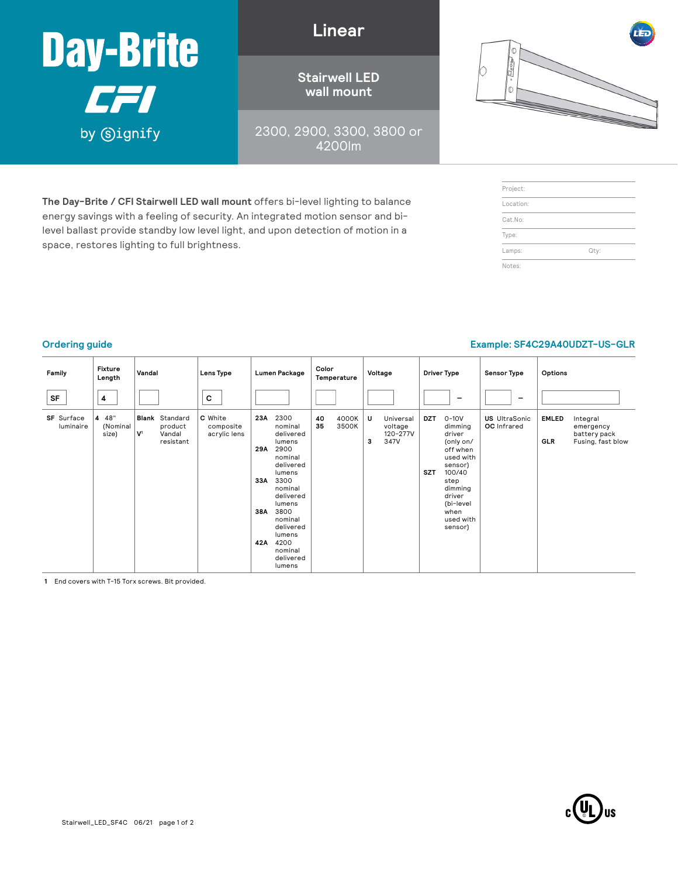# Day-Brite CFI by signify

## Linear

### Stairwell LED wall mount

2300, 2900, 3300, 3800 or 4200lm

**The Day-Brite / CFI Stairwell LED wall mount** offers bi-level lighting to balance energy savings with a feeling of security. An integrated motion sensor and bi-level ballast provide standby low level light, and upon detection of motion in a space, restores lighting to full brightness.

| Project: | |
|---|---|
| Location: | |
| Cat.No: | |
| Type: | |
| Lamps: | Qty: |
| Notes: | |

## Ordering guide

**Example: SF4C29A40UDZT-US-GLR**

| Family | Fixture Length | Vandal | Lens Type | Lumen Package | Color Temperature | Voltage | Driver Type | Sensor Type | Options |
|---|---|---|---|---|---|---|---|---|---|
| SF | 4 | | C | | | | – | – | |
| **SF** Surface luminaire | **4** 48" (Nominal size) | **Blank** Standard product<br>**V**[1] Vandal resistant | **C** White composite acrylic lens | **23A** 2300 nominal delivered lumens<br>**29A** 2900 nominal delivered lumens<br>**33A** 3300 nominal delivered lumens<br>**38A** 3800 nominal delivered lumens<br>**42A** 4200 nominal delivered lumens | **40** 4000K<br>**35** 3500K | **U** Universal voltage 120-277V<br>**3** 347V | **DZT** 0-10V dimming driver (only on/off when used with sensor)<br>**SZT** 100/40 step dimming driver (bi-level when used with sensor) | **US** UltraSonic<br>**OC** Infrared | **EMLED** Integral emergency battery pack<br>**GLR** Fusing, fast blow |

1 End covers with T-15 Torx screws. Bit provided.

Stairwell_LED_SF4C 06/21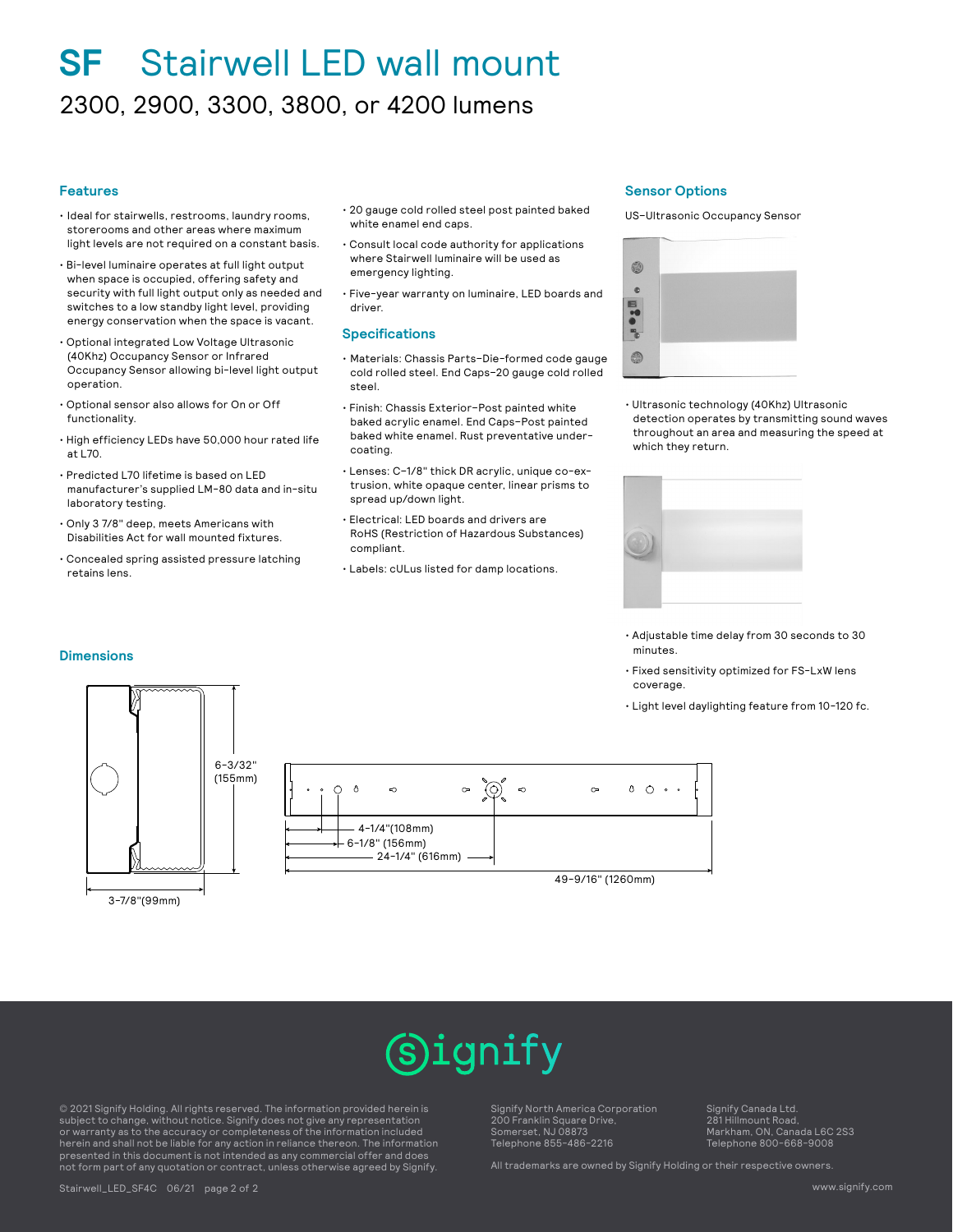# SF Stairwell LED wall mount

## 2300, 2900, 3300, 3800, or 4200 lumens

### Features

- Ideal for stairwells, restrooms, laundry rooms, storerooms and other areas where maximum light levels are not required on a constant basis.
- Bi-level luminaire operates at full light output when space is occupied, offering safety and security with full light output only as needed and switches to a low standby light level, providing energy conservation when the space is vacant.
- Optional integrated Low Voltage Ultrasonic (40Khz) Occupancy Sensor or Infrared Occupancy Sensor allowing bi-level light output operation.
- Optional sensor also allows for On or Off functionality.
- High efficiency LEDs have 50,000 hour rated life at L70.
- Predicted L70 lifetime is based on LED manufacturer's supplied LM-80 data and in-situ laboratory testing.
- Only 3 7/8" deep, meets Americans with Disabilities Act for wall mounted fixtures.
- Concealed spring assisted pressure latching retains lens.
- 20 gauge cold rolled steel post painted baked white enamel end caps.
- Consult local code authority for applications where Stairwell luminaire will be used as emergency lighting.
- Five-year warranty on luminaire, LED boards and driver.

### Specifications

- Materials: Chassis Parts–Die-formed code gauge cold rolled steel. End Caps–20 gauge cold rolled steel.
- Finish: Chassis Exterior–Post painted white baked acrylic enamel. End Caps–Post painted baked white enamel. Rust preventative under-coating.
- Lenses: C–1/8" thick DR acrylic, unique co-ex-trusion, white opaque center, linear prisms to spread up/down light.
- Electrical: LED boards and drivers are RoHS (Restriction of Hazardous Substances) compliant.
- Labels: cULus listed for damp locations.

### Sensor Options

US–Ultrasonic Occupancy Sensor

- Ultrasonic technology (40Khz) Ultrasonic detection operates by transmitting sound waves throughout an area and measuring the speed at which they return.
- Adjustable time delay from 30 seconds to 30 minutes.
- Fixed sensitivity optimized for FS-LxW lens coverage.
- Light level daylighting feature from 10-120 fc.

### Dimensions

6-3/32" (155mm)

3-7/8"(99mm)

4-1/4"(108mm)

6-1/8" (156mm)

24-1/4" (616mm)

49-9/16" (1260mm)

© 2021 Signify Holding. All rights reserved. The information provided herein is subject to change, without notice. Signify does not give any representation or warranty as to the accuracy or completeness of the information included herein and shall not be liable for any action in reliance thereon. The information presented in this document is not intended as any commercial offer and does not form part of any quotation or contract, unless otherwise agreed by Signify.

Signify North America Corporation
200 Franklin Square Drive,
Somerset, NJ 08873
Telephone 855-486-2216

Signify Canada Ltd.
281 Hillmount Road,
Markham, ON, Canada L6C 2S3
Telephone 800-668-9008

All trademarks are owned by Signify Holding or their respective owners.

Stairwell_LED_SF4C 06/21

www.signify.com